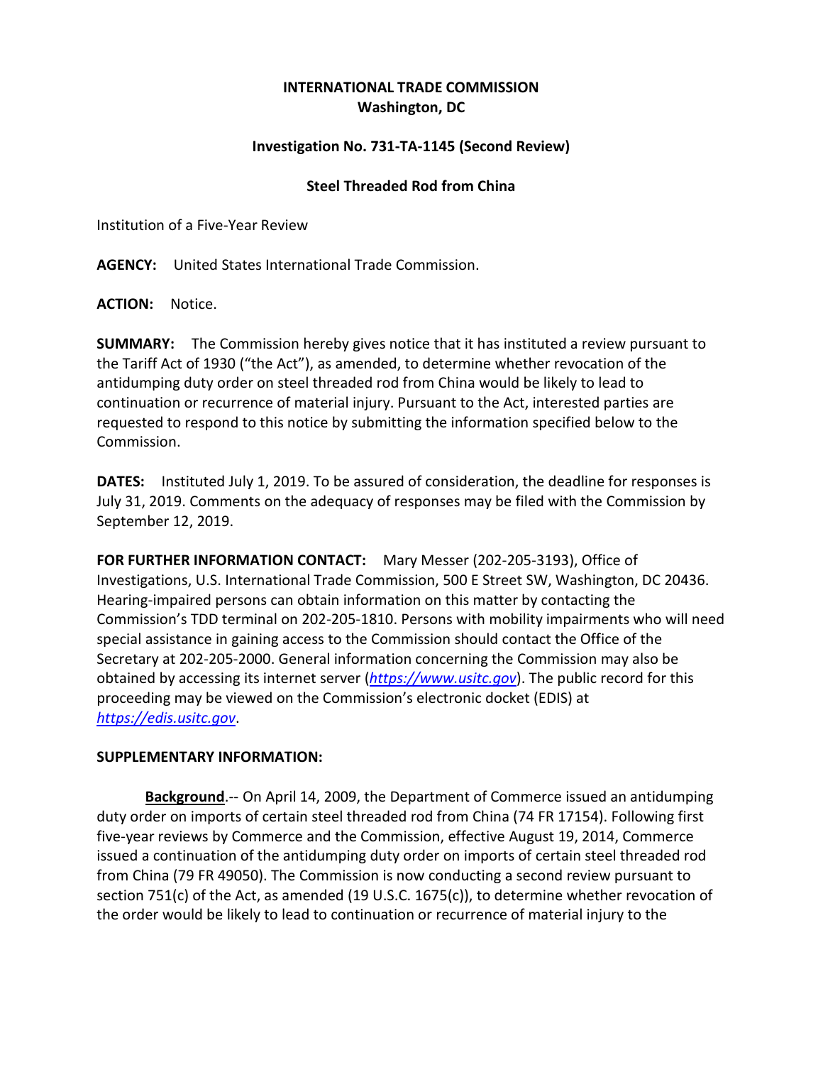**INTERNATIONAL TRADE COMMISSION**
**Washington, DC**

**Investigation No. 731-TA-1145 (Second Review)**

**Steel Threaded Rod from China**

Institution of a Five-Year Review

**AGENCY:** United States International Trade Commission.

**ACTION:** Notice.

**SUMMARY:** The Commission hereby gives notice that it has instituted a review pursuant to the Tariff Act of 1930 ("the Act"), as amended, to determine whether revocation of the antidumping duty order on steel threaded rod from China would be likely to lead to continuation or recurrence of material injury. Pursuant to the Act, interested parties are requested to respond to this notice by submitting the information specified below to the Commission.

**DATES:** Instituted July 1, 2019. To be assured of consideration, the deadline for responses is July 31, 2019. Comments on the adequacy of responses may be filed with the Commission by September 12, 2019.

**FOR FURTHER INFORMATION CONTACT:** Mary Messer (202-205-3193), Office of Investigations, U.S. International Trade Commission, 500 E Street SW, Washington, DC 20436. Hearing-impaired persons can obtain information on this matter by contacting the Commission's TDD terminal on 202-205-1810. Persons with mobility impairments who will need special assistance in gaining access to the Commission should contact the Office of the Secretary at 202-205-2000. General information concerning the Commission may also be obtained by accessing its internet server (*https://www.usitc.gov*). The public record for this proceeding may be viewed on the Commission's electronic docket (EDIS) at *https://edis.usitc.gov*.

**SUPPLEMENTARY INFORMATION:**

**Background**.-- On April 14, 2009, the Department of Commerce issued an antidumping duty order on imports of certain steel threaded rod from China (74 FR 17154). Following first five-year reviews by Commerce and the Commission, effective August 19, 2014, Commerce issued a continuation of the antidumping duty order on imports of certain steel threaded rod from China (79 FR 49050). The Commission is now conducting a second review pursuant to section 751(c) of the Act, as amended (19 U.S.C. 1675(c)), to determine whether revocation of the order would be likely to lead to continuation or recurrence of material injury to the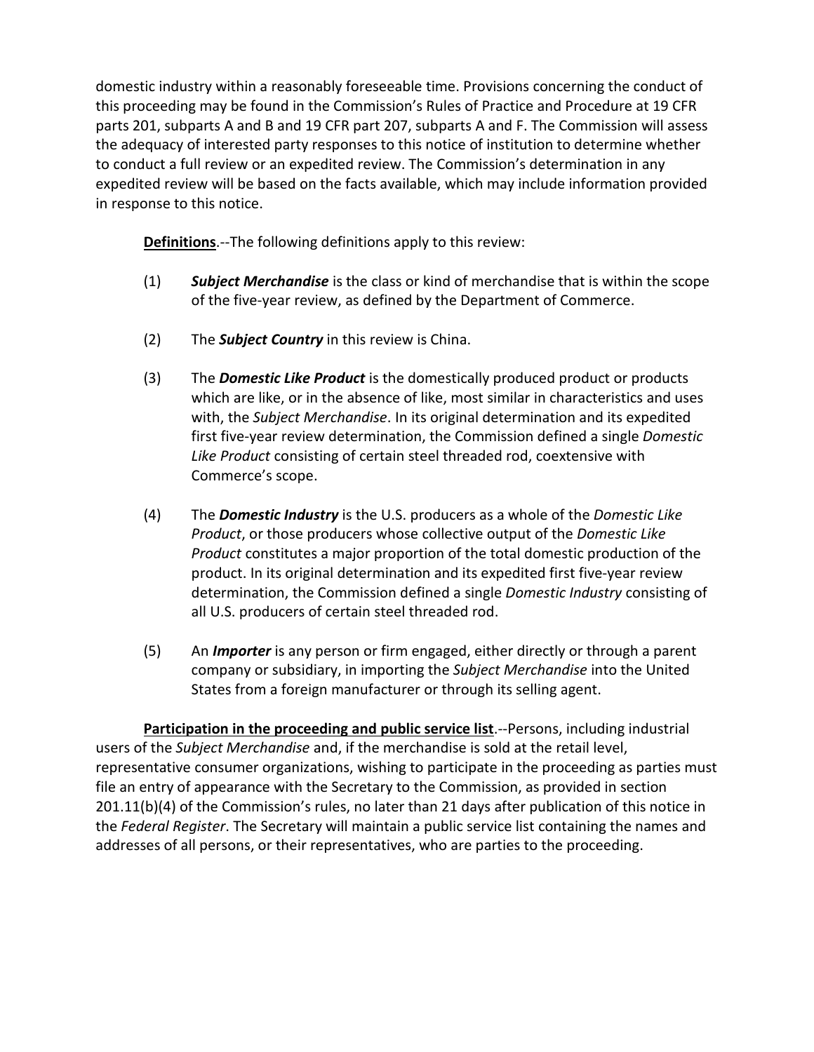domestic industry within a reasonably foreseeable time. Provisions concerning the conduct of this proceeding may be found in the Commission's Rules of Practice and Procedure at 19 CFR parts 201, subparts A and B and 19 CFR part 207, subparts A and F. The Commission will assess the adequacy of interested party responses to this notice of institution to determine whether to conduct a full review or an expedited review. The Commission's determination in any expedited review will be based on the facts available, which may include information provided in response to this notice.

**Definitions**.--The following definitions apply to this review:

(1) ***Subject Merchandise*** is the class or kind of merchandise that is within the scope of the five-year review, as defined by the Department of Commerce.

(2) The ***Subject Country*** in this review is China.

(3) The ***Domestic Like Product*** is the domestically produced product or products which are like, or in the absence of like, most similar in characteristics and uses with, the *Subject Merchandise*. In its original determination and its expedited first five-year review determination, the Commission defined a single *Domestic Like Product* consisting of certain steel threaded rod, coextensive with Commerce's scope.

(4) The ***Domestic Industry*** is the U.S. producers as a whole of the *Domestic Like Product*, or those producers whose collective output of the *Domestic Like Product* constitutes a major proportion of the total domestic production of the product. In its original determination and its expedited first five-year review determination, the Commission defined a single *Domestic Industry* consisting of all U.S. producers of certain steel threaded rod.

(5) An ***Importer*** is any person or firm engaged, either directly or through a parent company or subsidiary, in importing the *Subject Merchandise* into the United States from a foreign manufacturer or through its selling agent.

**Participation in the proceeding and public service list**.--Persons, including industrial users of the *Subject Merchandise* and, if the merchandise is sold at the retail level, representative consumer organizations, wishing to participate in the proceeding as parties must file an entry of appearance with the Secretary to the Commission, as provided in section 201.11(b)(4) of the Commission's rules, no later than 21 days after publication of this notice in the *Federal Register*. The Secretary will maintain a public service list containing the names and addresses of all persons, or their representatives, who are parties to the proceeding.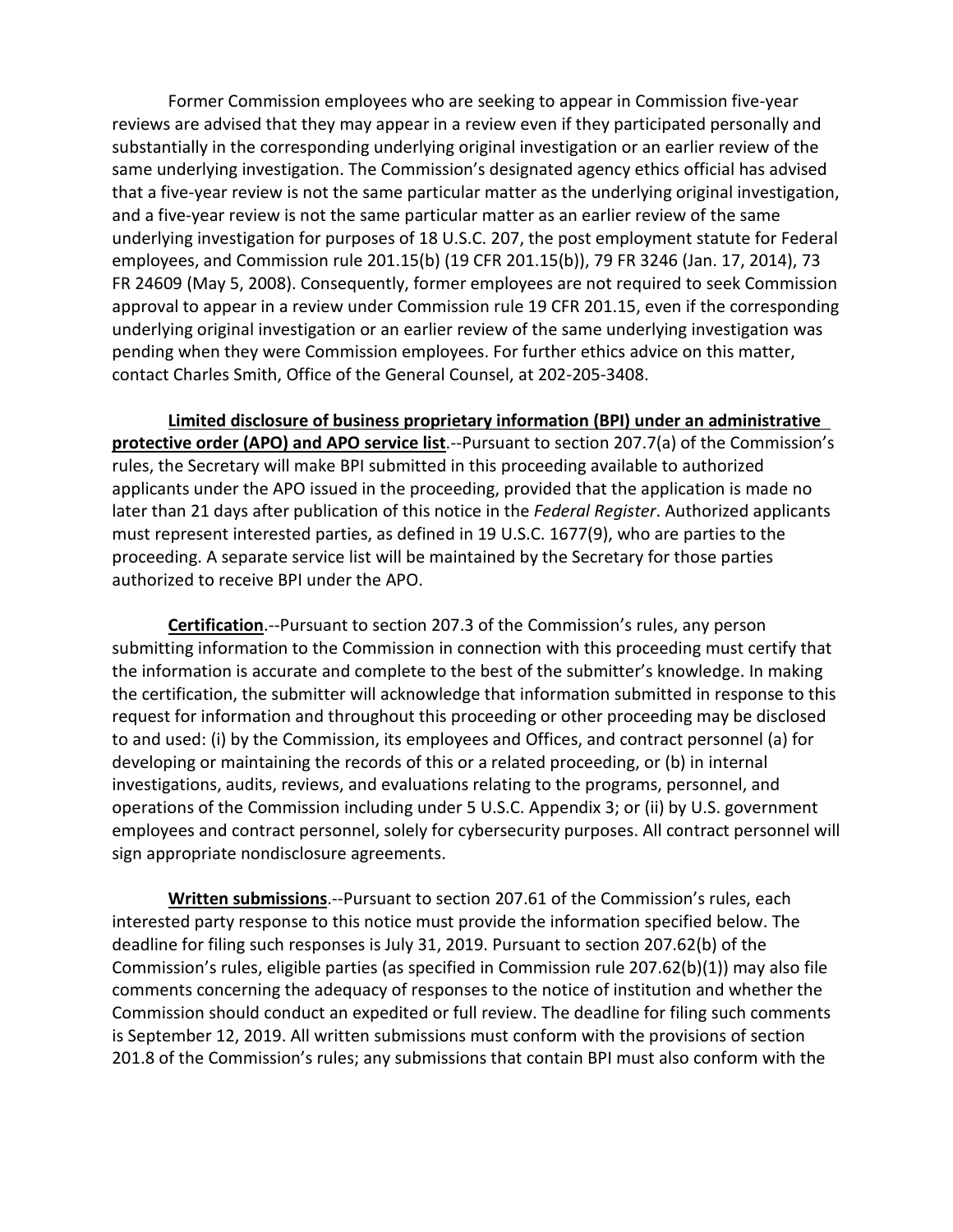Former Commission employees who are seeking to appear in Commission five-year reviews are advised that they may appear in a review even if they participated personally and substantially in the corresponding underlying original investigation or an earlier review of the same underlying investigation. The Commission's designated agency ethics official has advised that a five-year review is not the same particular matter as the underlying original investigation, and a five-year review is not the same particular matter as an earlier review of the same underlying investigation for purposes of 18 U.S.C. 207, the post employment statute for Federal employees, and Commission rule 201.15(b) (19 CFR 201.15(b)), 79 FR 3246 (Jan. 17, 2014), 73 FR 24609 (May 5, 2008). Consequently, former employees are not required to seek Commission approval to appear in a review under Commission rule 19 CFR 201.15, even if the corresponding underlying original investigation or an earlier review of the same underlying investigation was pending when they were Commission employees. For further ethics advice on this matter, contact Charles Smith, Office of the General Counsel, at 202-205-3408.

**Limited disclosure of business proprietary information (BPI) under an administrative protective order (APO) and APO service list**.--Pursuant to section 207.7(a) of the Commission's rules, the Secretary will make BPI submitted in this proceeding available to authorized applicants under the APO issued in the proceeding, provided that the application is made no later than 21 days after publication of this notice in the *Federal Register*. Authorized applicants must represent interested parties, as defined in 19 U.S.C. 1677(9), who are parties to the proceeding. A separate service list will be maintained by the Secretary for those parties authorized to receive BPI under the APO.

**Certification**.--Pursuant to section 207.3 of the Commission's rules, any person submitting information to the Commission in connection with this proceeding must certify that the information is accurate and complete to the best of the submitter's knowledge. In making the certification, the submitter will acknowledge that information submitted in response to this request for information and throughout this proceeding or other proceeding may be disclosed to and used: (i) by the Commission, its employees and Offices, and contract personnel (a) for developing or maintaining the records of this or a related proceeding, or (b) in internal investigations, audits, reviews, and evaluations relating to the programs, personnel, and operations of the Commission including under 5 U.S.C. Appendix 3; or (ii) by U.S. government employees and contract personnel, solely for cybersecurity purposes. All contract personnel will sign appropriate nondisclosure agreements.

**Written submissions**.--Pursuant to section 207.61 of the Commission's rules, each interested party response to this notice must provide the information specified below. The deadline for filing such responses is July 31, 2019. Pursuant to section 207.62(b) of the Commission's rules, eligible parties (as specified in Commission rule 207.62(b)(1)) may also file comments concerning the adequacy of responses to the notice of institution and whether the Commission should conduct an expedited or full review. The deadline for filing such comments is September 12, 2019. All written submissions must conform with the provisions of section 201.8 of the Commission's rules; any submissions that contain BPI must also conform with the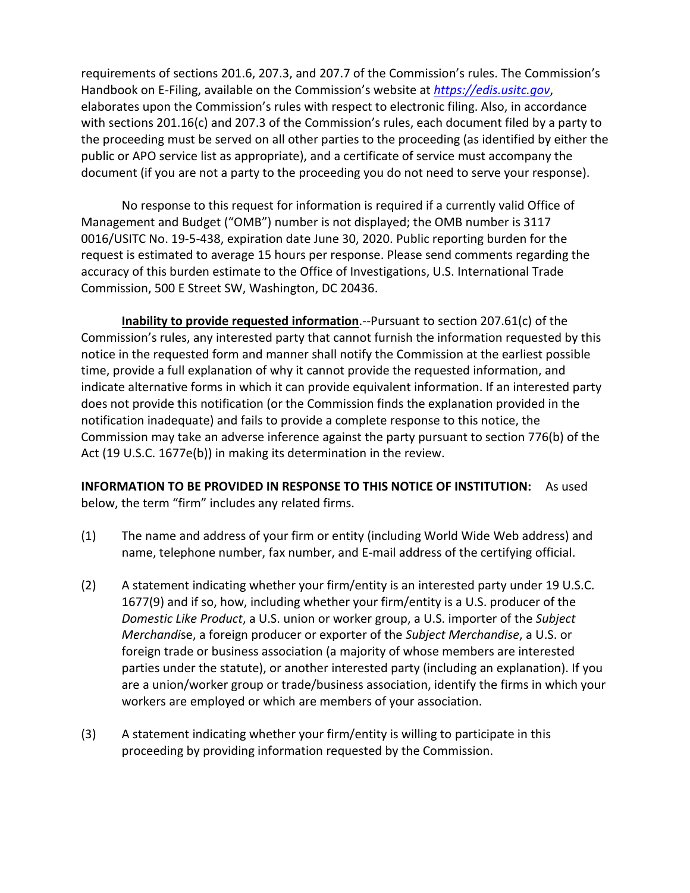requirements of sections 201.6, 207.3, and 207.7 of the Commission's rules. The Commission's Handbook on E-Filing, available on the Commission's website at *https://edis.usitc.gov*, elaborates upon the Commission's rules with respect to electronic filing. Also, in accordance with sections 201.16(c) and 207.3 of the Commission's rules, each document filed by a party to the proceeding must be served on all other parties to the proceeding (as identified by either the public or APO service list as appropriate), and a certificate of service must accompany the document (if you are not a party to the proceeding you do not need to serve your response).

No response to this request for information is required if a currently valid Office of Management and Budget ("OMB") number is not displayed; the OMB number is 3117 0016/USITC No. 19-5-438, expiration date June 30, 2020. Public reporting burden for the request is estimated to average 15 hours per response. Please send comments regarding the accuracy of this burden estimate to the Office of Investigations, U.S. International Trade Commission, 500 E Street SW, Washington, DC 20436.

**Inability to provide requested information**.--Pursuant to section 207.61(c) of the Commission's rules, any interested party that cannot furnish the information requested by this notice in the requested form and manner shall notify the Commission at the earliest possible time, provide a full explanation of why it cannot provide the requested information, and indicate alternative forms in which it can provide equivalent information. If an interested party does not provide this notification (or the Commission finds the explanation provided in the notification inadequate) and fails to provide a complete response to this notice, the Commission may take an adverse inference against the party pursuant to section 776(b) of the Act (19 U.S.C. 1677e(b)) in making its determination in the review.

**INFORMATION TO BE PROVIDED IN RESPONSE TO THIS NOTICE OF INSTITUTION:** As used below, the term "firm" includes any related firms.

(1) The name and address of your firm or entity (including World Wide Web address) and name, telephone number, fax number, and E-mail address of the certifying official.

(2) A statement indicating whether your firm/entity is an interested party under 19 U.S.C. 1677(9) and if so, how, including whether your firm/entity is a U.S. producer of the *Domestic Like Product*, a U.S. union or worker group, a U.S. importer of the *Subject Merchandis*e, a foreign producer or exporter of the *Subject Merchandise*, a U.S. or foreign trade or business association (a majority of whose members are interested parties under the statute), or another interested party (including an explanation). If you are a union/worker group or trade/business association, identify the firms in which your workers are employed or which are members of your association.

(3) A statement indicating whether your firm/entity is willing to participate in this proceeding by providing information requested by the Commission.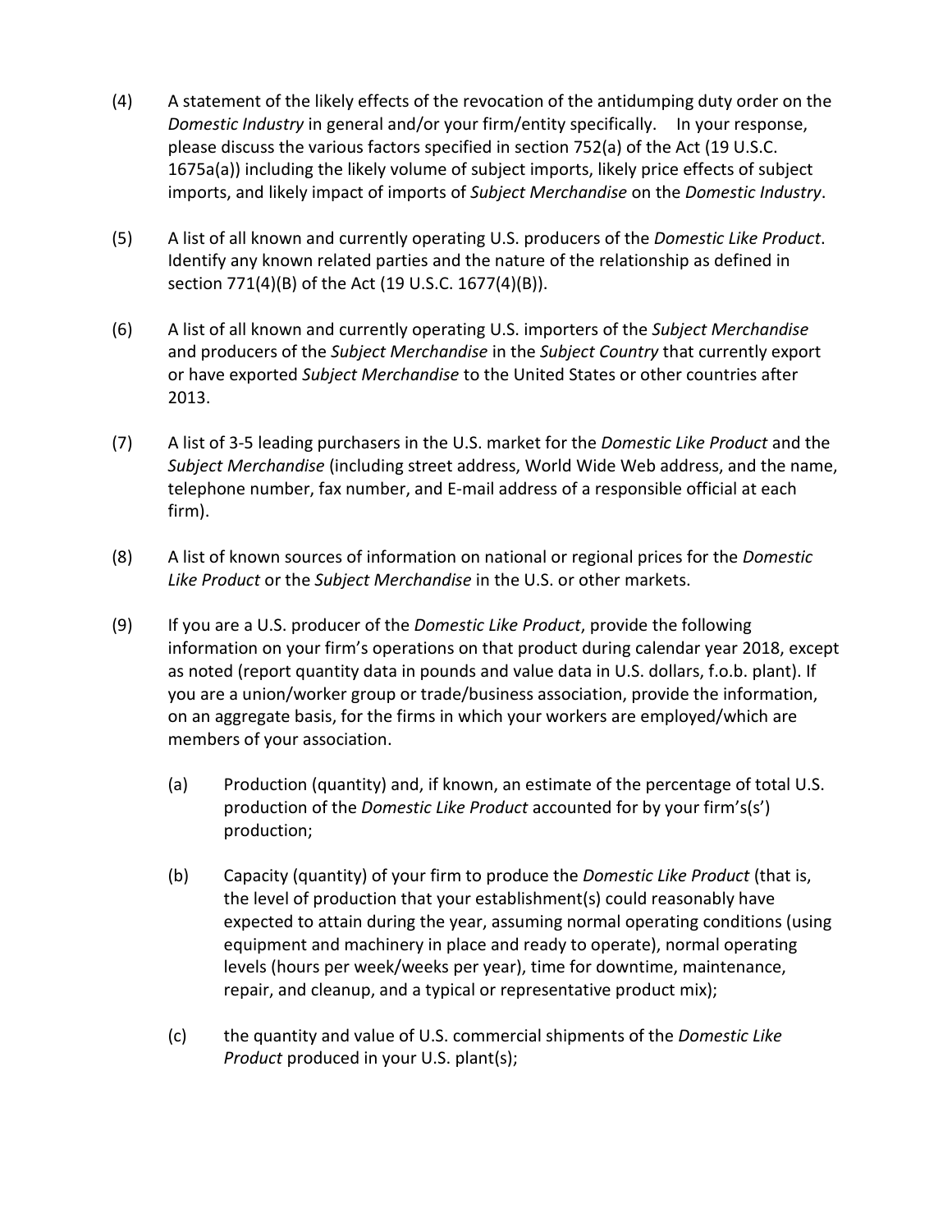(4) A statement of the likely effects of the revocation of the antidumping duty order on the *Domestic Industry* in general and/or your firm/entity specifically. In your response, please discuss the various factors specified in section 752(a) of the Act (19 U.S.C. 1675a(a)) including the likely volume of subject imports, likely price effects of subject imports, and likely impact of imports of *Subject Merchandise* on the *Domestic Industry*.

(5) A list of all known and currently operating U.S. producers of the *Domestic Like Product*. Identify any known related parties and the nature of the relationship as defined in section 771(4)(B) of the Act (19 U.S.C. 1677(4)(B)).

(6) A list of all known and currently operating U.S. importers of the *Subject Merchandise* and producers of the *Subject Merchandise* in the *Subject Country* that currently export or have exported *Subject Merchandise* to the United States or other countries after 2013.

(7) A list of 3-5 leading purchasers in the U.S. market for the *Domestic Like Product* and the *Subject Merchandise* (including street address, World Wide Web address, and the name, telephone number, fax number, and E-mail address of a responsible official at each firm).

(8) A list of known sources of information on national or regional prices for the *Domestic Like Product* or the *Subject Merchandise* in the U.S. or other markets.

(9) If you are a U.S. producer of the *Domestic Like Product*, provide the following information on your firm's operations on that product during calendar year 2018, except as noted (report quantity data in pounds and value data in U.S. dollars, f.o.b. plant). If you are a union/worker group or trade/business association, provide the information, on an aggregate basis, for the firms in which your workers are employed/which are members of your association.

   (a) Production (quantity) and, if known, an estimate of the percentage of total U.S. production of the *Domestic Like Product* accounted for by your firm's(s') production;

   (b) Capacity (quantity) of your firm to produce the *Domestic Like Product* (that is, the level of production that your establishment(s) could reasonably have expected to attain during the year, assuming normal operating conditions (using equipment and machinery in place and ready to operate), normal operating levels (hours per week/weeks per year), time for downtime, maintenance, repair, and cleanup, and a typical or representative product mix);

   (c) the quantity and value of U.S. commercial shipments of the *Domestic Like Product* produced in your U.S. plant(s);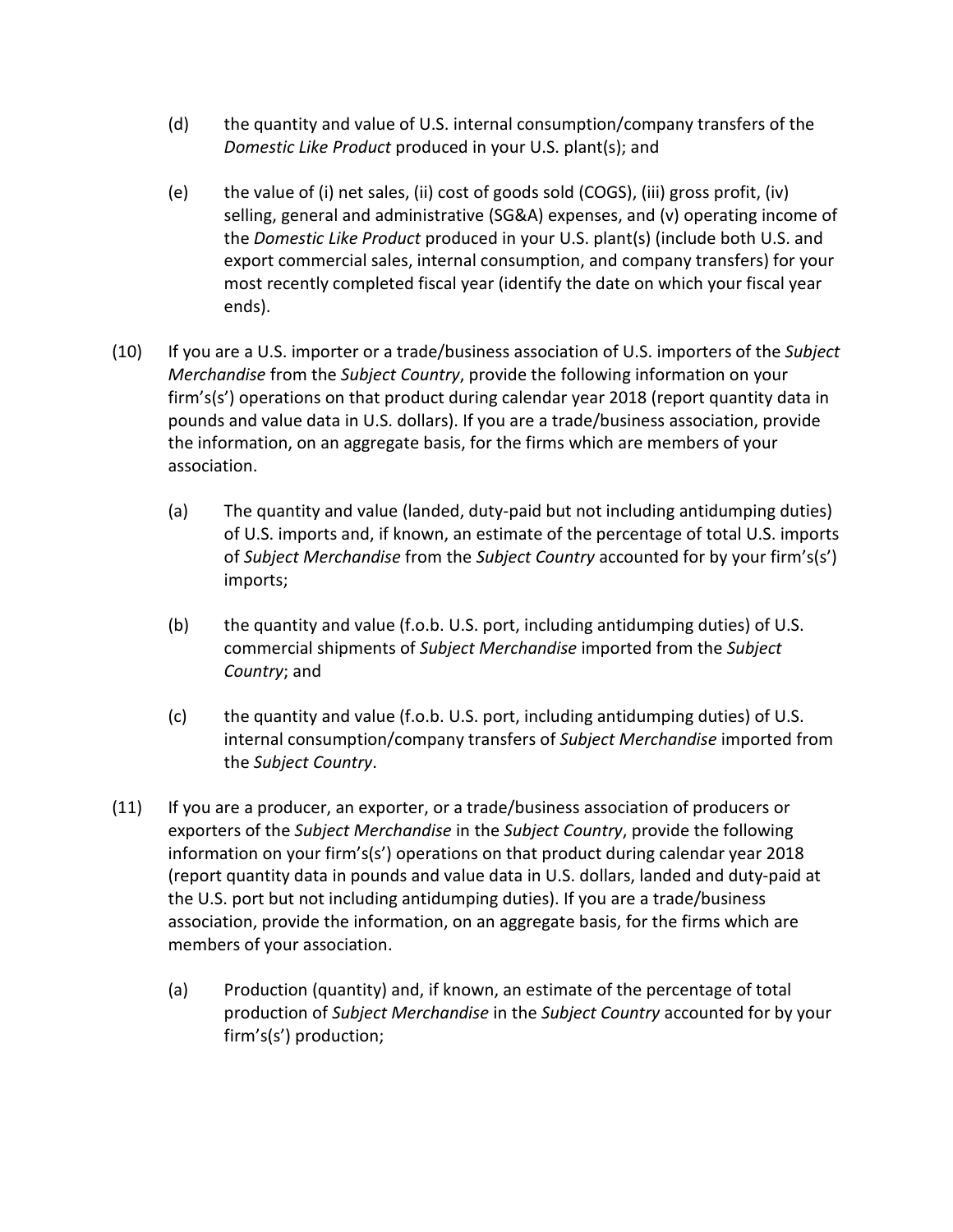(d) the quantity and value of U.S. internal consumption/company transfers of the *Domestic Like Product* produced in your U.S. plant(s); and

(e) the value of (i) net sales, (ii) cost of goods sold (COGS), (iii) gross profit, (iv) selling, general and administrative (SG&A) expenses, and (v) operating income of the *Domestic Like Product* produced in your U.S. plant(s) (include both U.S. and export commercial sales, internal consumption, and company transfers) for your most recently completed fiscal year (identify the date on which your fiscal year ends).

(10) If you are a U.S. importer or a trade/business association of U.S. importers of the *Subject Merchandise* from the *Subject Country*, provide the following information on your firm's(s') operations on that product during calendar year 2018 (report quantity data in pounds and value data in U.S. dollars). If you are a trade/business association, provide the information, on an aggregate basis, for the firms which are members of your association.

(a) The quantity and value (landed, duty-paid but not including antidumping duties) of U.S. imports and, if known, an estimate of the percentage of total U.S. imports of *Subject Merchandise* from the *Subject Country* accounted for by your firm's(s') imports;

(b) the quantity and value (f.o.b. U.S. port, including antidumping duties) of U.S. commercial shipments of *Subject Merchandise* imported from the *Subject Country*; and

(c) the quantity and value (f.o.b. U.S. port, including antidumping duties) of U.S. internal consumption/company transfers of *Subject Merchandise* imported from the *Subject Country*.

(11) If you are a producer, an exporter, or a trade/business association of producers or exporters of the *Subject Merchandise* in the *Subject Country*, provide the following information on your firm's(s') operations on that product during calendar year 2018 (report quantity data in pounds and value data in U.S. dollars, landed and duty-paid at the U.S. port but not including antidumping duties). If you are a trade/business association, provide the information, on an aggregate basis, for the firms which are members of your association.

(a) Production (quantity) and, if known, an estimate of the percentage of total production of *Subject Merchandise* in the *Subject Country* accounted for by your firm's(s') production;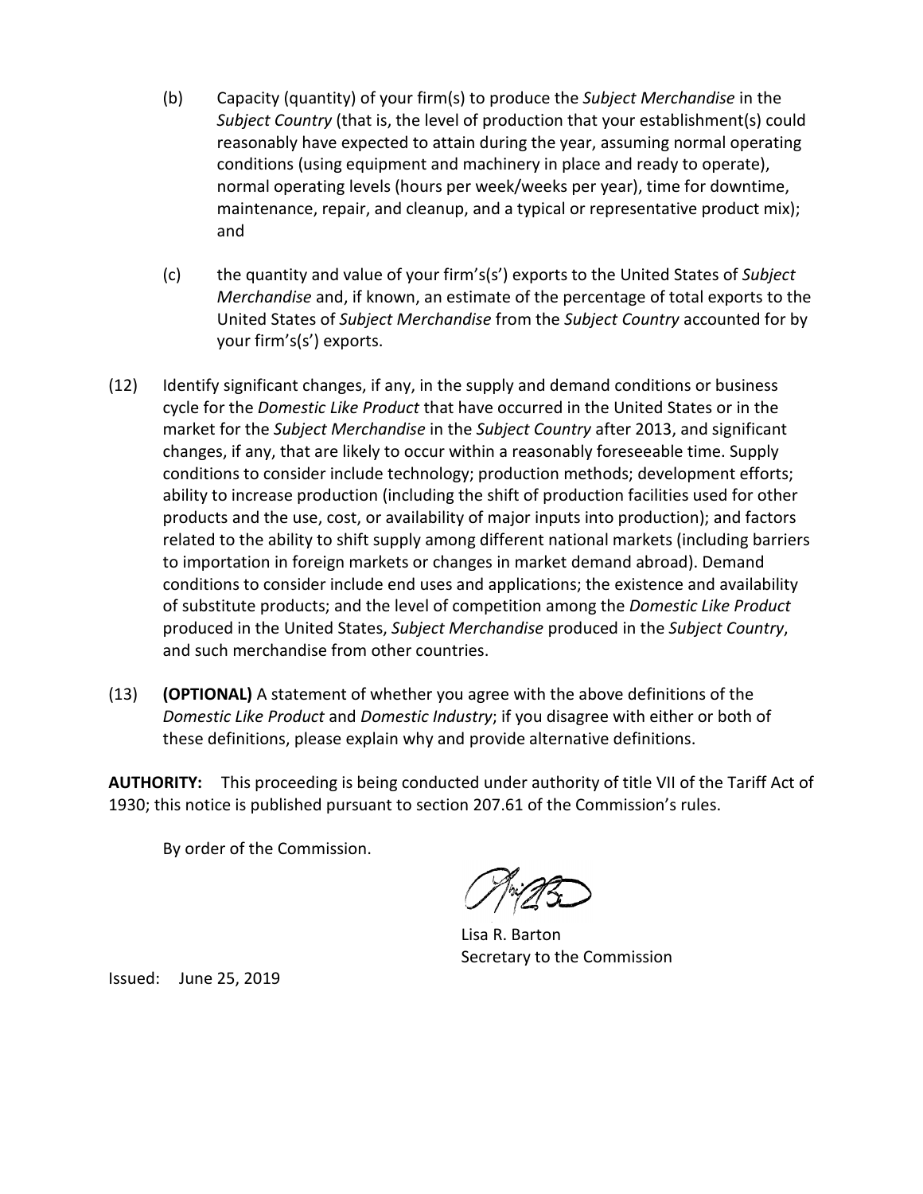(b) Capacity (quantity) of your firm(s) to produce the *Subject Merchandise* in the *Subject Country* (that is, the level of production that your establishment(s) could reasonably have expected to attain during the year, assuming normal operating conditions (using equipment and machinery in place and ready to operate), normal operating levels (hours per week/weeks per year), time for downtime, maintenance, repair, and cleanup, and a typical or representative product mix); and

(c) the quantity and value of your firm's(s') exports to the United States of *Subject Merchandise* and, if known, an estimate of the percentage of total exports to the United States of *Subject Merchandise* from the *Subject Country* accounted for by your firm's(s') exports.

(12) Identify significant changes, if any, in the supply and demand conditions or business cycle for the *Domestic Like Product* that have occurred in the United States or in the market for the *Subject Merchandise* in the *Subject Country* after 2013, and significant changes, if any, that are likely to occur within a reasonably foreseeable time. Supply conditions to consider include technology; production methods; development efforts; ability to increase production (including the shift of production facilities used for other products and the use, cost, or availability of major inputs into production); and factors related to the ability to shift supply among different national markets (including barriers to importation in foreign markets or changes in market demand abroad). Demand conditions to consider include end uses and applications; the existence and availability of substitute products; and the level of competition among the *Domestic Like Product* produced in the United States, *Subject Merchandise* produced in the *Subject Country*, and such merchandise from other countries.

(13) **(OPTIONAL)** A statement of whether you agree with the above definitions of the *Domestic Like Product* and *Domestic Industry*; if you disagree with either or both of these definitions, please explain why and provide alternative definitions.

**AUTHORITY:** This proceeding is being conducted under authority of title VII of the Tariff Act of 1930; this notice is published pursuant to section 207.61 of the Commission's rules.

By order of the Commission.

Lisa R. Barton
Secretary to the Commission

Issued: June 25, 2019